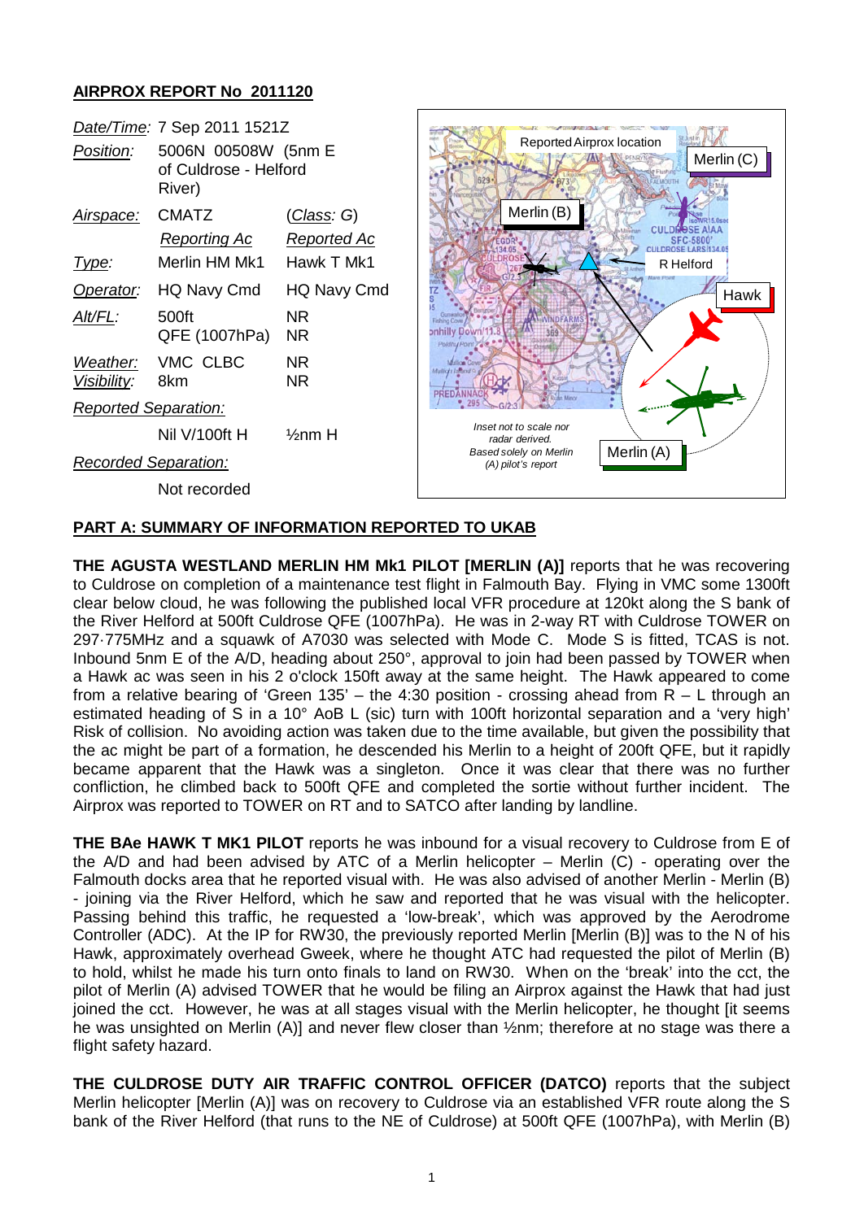## AIRPROX REPORT No 2011120

| | | |
|---|---|---|
| *Date/Time:* | 7 Sep 2011 1521Z | |
| *Position:* | 5006N 00508W (5nm E of Culdrose - Helford River) | |
| *Airspace:* | CMATZ | (*Class*: G) |
| | *Reporting Ac* | *Reported Ac* |
| *Type:* | Merlin HM Mk1 | Hawk T Mk1 |
| *Operator:* | HQ Navy Cmd | HQ Navy Cmd |
| *Alt/FL:* | 500ft QFE (1007hPa) | NR NR |
| *Weather:* | VMC CLBC | NR |
| *Visibility:* | 8km | NR |
| *Reported Separation:* | | |
| | Nil V/100ft H | ½nm H |
| *Recorded Separation:* | | |
| | Not recorded | |

Inset not to scale nor radar derived. Based solely on Merlin (A) pilot's report

## PART A: SUMMARY OF INFORMATION REPORTED TO UKAB

**THE AGUSTA WESTLAND MERLIN HM Mk1 PILOT [MERLIN (A)]** reports that he was recovering to Culdrose on completion of a maintenance test flight in Falmouth Bay. Flying in VMC some 1300ft clear below cloud, he was following the published local VFR procedure at 120kt along the S bank of the River Helford at 500ft Culdrose QFE (1007hPa). He was in 2-way RT with Culdrose TOWER on 297·775MHz and a squawk of A7030 was selected with Mode C. Mode S is fitted, TCAS is not. Inbound 5nm E of the A/D, heading about 250°, approval to join had been passed by TOWER when a Hawk ac was seen in his 2 o'clock 150ft away at the same height. The Hawk appeared to come from a relative bearing of 'Green 135' – the 4:30 position - crossing ahead from R – L through an estimated heading of S in a 10° AoB L (sic) turn with 100ft horizontal separation and a 'very high' Risk of collision. No avoiding action was taken due to the time available, but given the possibility that the ac might be part of a formation, he descended his Merlin to a height of 200ft QFE, but it rapidly became apparent that the Hawk was a singleton. Once it was clear that there was no further confliction, he climbed back to 500ft QFE and completed the sortie without further incident. The Airprox was reported to TOWER on RT and to SATCO after landing by landline.

**THE BAe HAWK T MK1 PILOT** reports he was inbound for a visual recovery to Culdrose from E of the A/D and had been advised by ATC of a Merlin helicopter – Merlin (C) - operating over the Falmouth docks area that he reported visual with. He was also advised of another Merlin - Merlin (B) - joining via the River Helford, which he saw and reported that he was visual with the helicopter. Passing behind this traffic, he requested a 'low-break', which was approved by the Aerodrome Controller (ADC). At the IP for RW30, the previously reported Merlin [Merlin (B)] was to the N of his Hawk, approximately overhead Gweek, where he thought ATC had requested the pilot of Merlin (B) to hold, whilst he made his turn onto finals to land on RW30. When on the 'break' into the cct, the pilot of Merlin (A) advised TOWER that he would be filing an Airprox against the Hawk that had just joined the cct. However, he was at all stages visual with the Merlin helicopter, he thought [it seems he was unsighted on Merlin (A)] and never flew closer than ½nm; therefore at no stage was there a flight safety hazard.

**THE CULDROSE DUTY AIR TRAFFIC CONTROL OFFICER (DATCO)** reports that the subject Merlin helicopter [Merlin (A)] was on recovery to Culdrose via an established VFR route along the S bank of the River Helford (that runs to the NE of Culdrose) at 500ft QFE (1007hPa), with Merlin (B)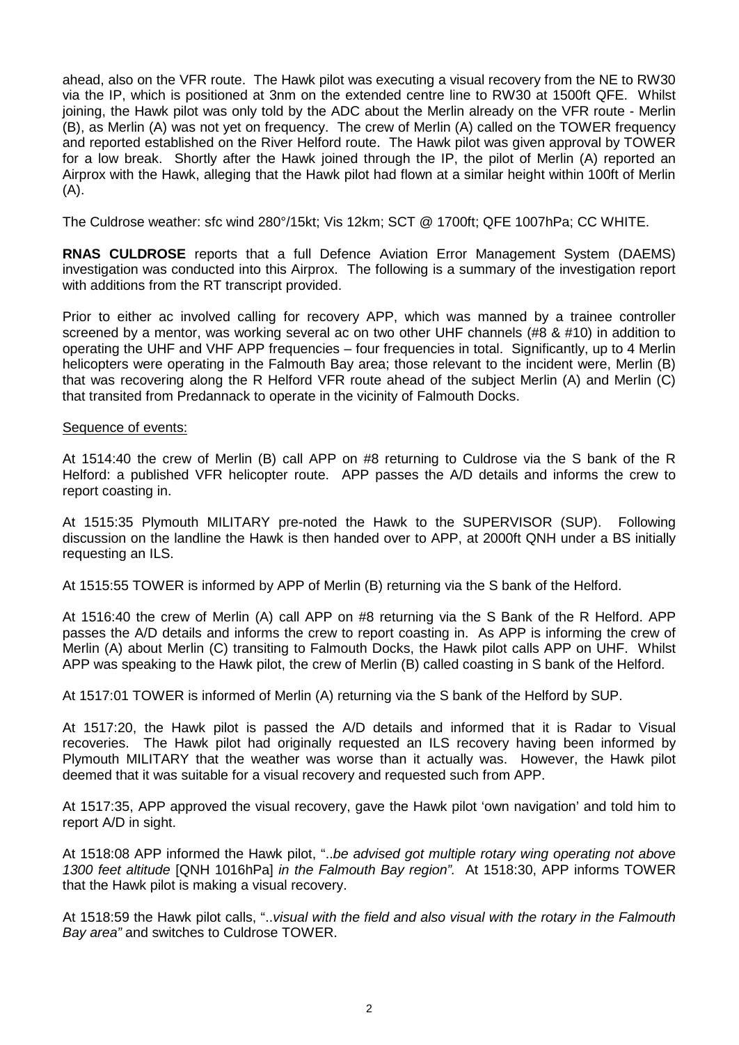ahead, also on the VFR route. The Hawk pilot was executing a visual recovery from the NE to RW30 via the IP, which is positioned at 3nm on the extended centre line to RW30 at 1500ft QFE. Whilst joining, the Hawk pilot was only told by the ADC about the Merlin already on the VFR route - Merlin (B), as Merlin (A) was not yet on frequency. The crew of Merlin (A) called on the TOWER frequency and reported established on the River Helford route. The Hawk pilot was given approval by TOWER for a low break. Shortly after the Hawk joined through the IP, the pilot of Merlin (A) reported an Airprox with the Hawk, alleging that the Hawk pilot had flown at a similar height within 100ft of Merlin (A).

The Culdrose weather: sfc wind 280°/15kt; Vis 12km; SCT @ 1700ft; QFE 1007hPa; CC WHITE.

**RNAS CULDROSE** reports that a full Defence Aviation Error Management System (DAEMS) investigation was conducted into this Airprox. The following is a summary of the investigation report with additions from the RT transcript provided.

Prior to either ac involved calling for recovery APP, which was manned by a trainee controller screened by a mentor, was working several ac on two other UHF channels (#8 & #10) in addition to operating the UHF and VHF APP frequencies – four frequencies in total. Significantly, up to 4 Merlin helicopters were operating in the Falmouth Bay area; those relevant to the incident were, Merlin (B) that was recovering along the R Helford VFR route ahead of the subject Merlin (A) and Merlin (C) that transited from Predannack to operate in the vicinity of Falmouth Docks.

Sequence of events:

At 1514:40 the crew of Merlin (B) call APP on #8 returning to Culdrose via the S bank of the R Helford: a published VFR helicopter route. APP passes the A/D details and informs the crew to report coasting in.

At 1515:35 Plymouth MILITARY pre-noted the Hawk to the SUPERVISOR (SUP). Following discussion on the landline the Hawk is then handed over to APP, at 2000ft QNH under a BS initially requesting an ILS.

At 1515:55 TOWER is informed by APP of Merlin (B) returning via the S bank of the Helford.

At 1516:40 the crew of Merlin (A) call APP on #8 returning via the S Bank of the R Helford. APP passes the A/D details and informs the crew to report coasting in. As APP is informing the crew of Merlin (A) about Merlin (C) transiting to Falmouth Docks, the Hawk pilot calls APP on UHF. Whilst APP was speaking to the Hawk pilot, the crew of Merlin (B) called coasting in S bank of the Helford.

At 1517:01 TOWER is informed of Merlin (A) returning via the S bank of the Helford by SUP.

At 1517:20, the Hawk pilot is passed the A/D details and informed that it is Radar to Visual recoveries. The Hawk pilot had originally requested an ILS recovery having been informed by Plymouth MILITARY that the weather was worse than it actually was. However, the Hawk pilot deemed that it was suitable for a visual recovery and requested such from APP.

At 1517:35, APP approved the visual recovery, gave the Hawk pilot 'own navigation' and told him to report A/D in sight.

At 1518:08 APP informed the Hawk pilot, "*..be advised got multiple rotary wing operating not above 1300 feet altitude* [QNH 1016hPa] *in the Falmouth Bay region".* At 1518:30, APP informs TOWER that the Hawk pilot is making a visual recovery.

At 1518:59 the Hawk pilot calls, "*..visual with the field and also visual with the rotary in the Falmouth Bay area"* and switches to Culdrose TOWER.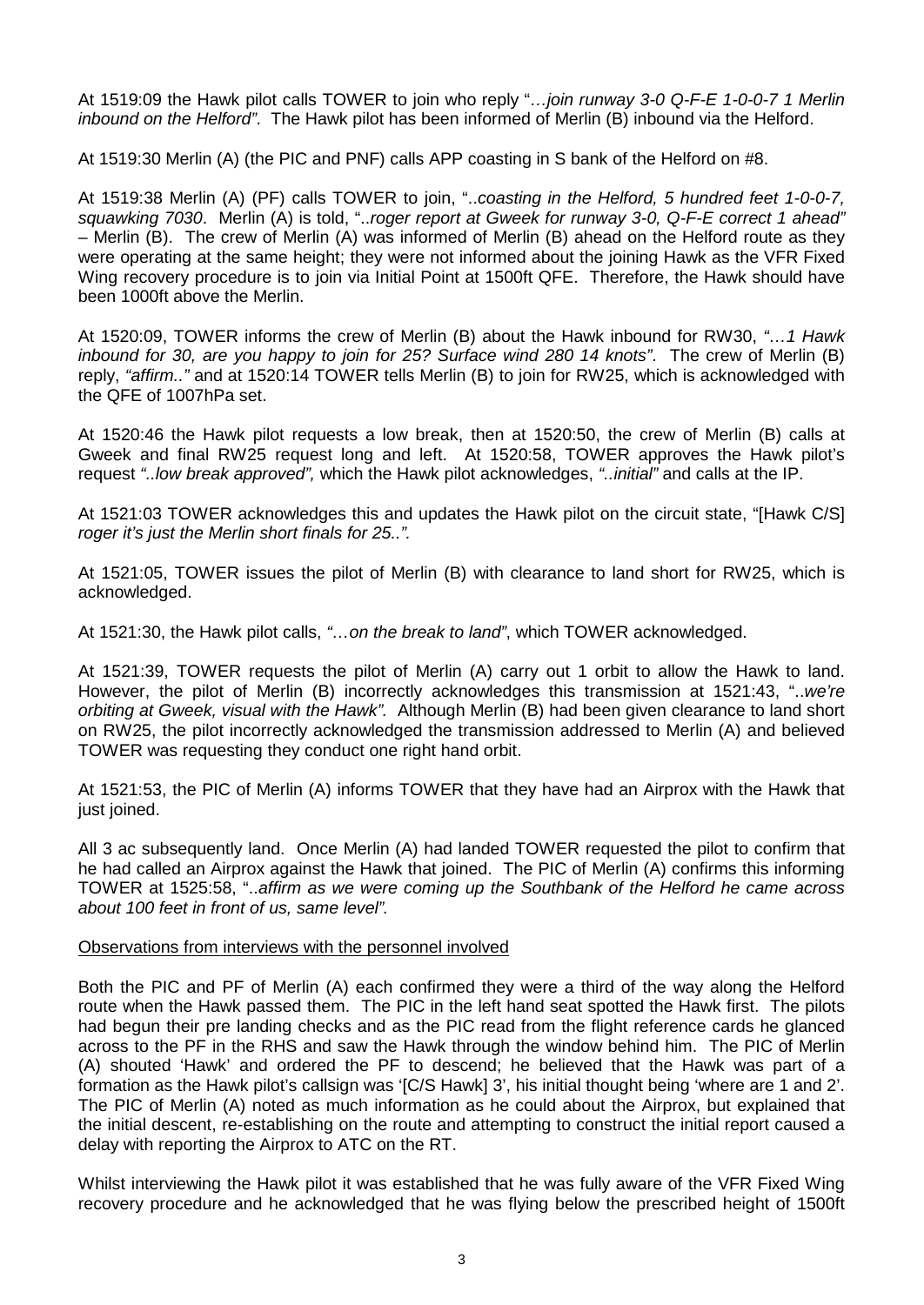At 1519:09 the Hawk pilot calls TOWER to join who reply "*…join runway 3-0 Q-F-E 1-0-0-7 1 Merlin inbound on the Helford"*. The Hawk pilot has been informed of Merlin (B) inbound via the Helford.

At 1519:30 Merlin (A) (the PIC and PNF) calls APP coasting in S bank of the Helford on #8.

At 1519:38 Merlin (A) (PF) calls TOWER to join, "*..coasting in the Helford, 5 hundred feet 1-0-0-7, squawking 7030*. Merlin (A) is told, "*..roger report at Gweek for runway 3-0, Q-F-E correct 1 ahead"* – Merlin (B). The crew of Merlin (A) was informed of Merlin (B) ahead on the Helford route as they were operating at the same height; they were not informed about the joining Hawk as the VFR Fixed Wing recovery procedure is to join via Initial Point at 1500ft QFE. Therefore, the Hawk should have been 1000ft above the Merlin.

At 1520:09, TOWER informs the crew of Merlin (B) about the Hawk inbound for RW30, *"…1 Hawk inbound for 30, are you happy to join for 25? Surface wind 280 14 knots"*. The crew of Merlin (B) reply, *"affirm.."* and at 1520:14 TOWER tells Merlin (B) to join for RW25, which is acknowledged with the QFE of 1007hPa set.

At 1520:46 the Hawk pilot requests a low break, then at 1520:50, the crew of Merlin (B) calls at Gweek and final RW25 request long and left. At 1520:58, TOWER approves the Hawk pilot's request *"..low break approved",* which the Hawk pilot acknowledges, *"..initial"* and calls at the IP.

At 1521:03 TOWER acknowledges this and updates the Hawk pilot on the circuit state, "[Hawk C/S] *roger it's just the Merlin short finals for 25..".*

At 1521:05, TOWER issues the pilot of Merlin (B) with clearance to land short for RW25, which is acknowledged.

At 1521:30, the Hawk pilot calls, *"…on the break to land"*, which TOWER acknowledged.

At 1521:39, TOWER requests the pilot of Merlin (A) carry out 1 orbit to allow the Hawk to land. However, the pilot of Merlin (B) incorrectly acknowledges this transmission at 1521:43, "*..we're orbiting at Gweek, visual with the Hawk".* Although Merlin (B) had been given clearance to land short on RW25, the pilot incorrectly acknowledged the transmission addressed to Merlin (A) and believed TOWER was requesting they conduct one right hand orbit.

At 1521:53, the PIC of Merlin (A) informs TOWER that they have had an Airprox with the Hawk that just joined.

All 3 ac subsequently land. Once Merlin (A) had landed TOWER requested the pilot to confirm that he had called an Airprox against the Hawk that joined. The PIC of Merlin (A) confirms this informing TOWER at 1525:58, "*..affirm as we were coming up the Southbank of the Helford he came across about 100 feet in front of us, same level".*

Observations from interviews with the personnel involved

Both the PIC and PF of Merlin (A) each confirmed they were a third of the way along the Helford route when the Hawk passed them. The PIC in the left hand seat spotted the Hawk first. The pilots had begun their pre landing checks and as the PIC read from the flight reference cards he glanced across to the PF in the RHS and saw the Hawk through the window behind him. The PIC of Merlin (A) shouted 'Hawk' and ordered the PF to descend; he believed that the Hawk was part of a formation as the Hawk pilot's callsign was '[C/S Hawk] 3', his initial thought being 'where are 1 and 2'. The PIC of Merlin (A) noted as much information as he could about the Airprox, but explained that the initial descent, re-establishing on the route and attempting to construct the initial report caused a delay with reporting the Airprox to ATC on the RT.

Whilst interviewing the Hawk pilot it was established that he was fully aware of the VFR Fixed Wing recovery procedure and he acknowledged that he was flying below the prescribed height of 1500ft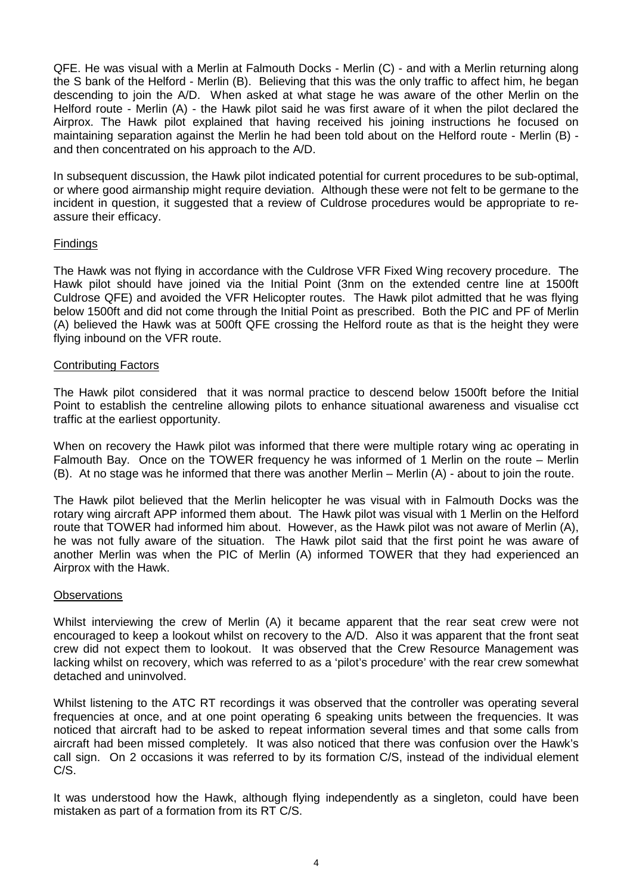QFE. He was visual with a Merlin at Falmouth Docks - Merlin (C) - and with a Merlin returning along the S bank of the Helford - Merlin (B). Believing that this was the only traffic to affect him, he began descending to join the A/D. When asked at what stage he was aware of the other Merlin on the Helford route - Merlin (A) - the Hawk pilot said he was first aware of it when the pilot declared the Airprox. The Hawk pilot explained that having received his joining instructions he focused on maintaining separation against the Merlin he had been told about on the Helford route - Merlin (B) - and then concentrated on his approach to the A/D.

In subsequent discussion, the Hawk pilot indicated potential for current procedures to be sub-optimal, or where good airmanship might require deviation. Although these were not felt to be germane to the incident in question, it suggested that a review of Culdrose procedures would be appropriate to re-assure their efficacy.

## Findings

The Hawk was not flying in accordance with the Culdrose VFR Fixed Wing recovery procedure. The Hawk pilot should have joined via the Initial Point (3nm on the extended centre line at 1500ft Culdrose QFE) and avoided the VFR Helicopter routes. The Hawk pilot admitted that he was flying below 1500ft and did not come through the Initial Point as prescribed. Both the PIC and PF of Merlin (A) believed the Hawk was at 500ft QFE crossing the Helford route as that is the height they were flying inbound on the VFR route.

## Contributing Factors

The Hawk pilot considered that it was normal practice to descend below 1500ft before the Initial Point to establish the centreline allowing pilots to enhance situational awareness and visualise cct traffic at the earliest opportunity.

When on recovery the Hawk pilot was informed that there were multiple rotary wing ac operating in Falmouth Bay. Once on the TOWER frequency he was informed of 1 Merlin on the route – Merlin (B). At no stage was he informed that there was another Merlin – Merlin (A) - about to join the route.

The Hawk pilot believed that the Merlin helicopter he was visual with in Falmouth Docks was the rotary wing aircraft APP informed them about. The Hawk pilot was visual with 1 Merlin on the Helford route that TOWER had informed him about. However, as the Hawk pilot was not aware of Merlin (A), he was not fully aware of the situation. The Hawk pilot said that the first point he was aware of another Merlin was when the PIC of Merlin (A) informed TOWER that they had experienced an Airprox with the Hawk.

## Observations

Whilst interviewing the crew of Merlin (A) it became apparent that the rear seat crew were not encouraged to keep a lookout whilst on recovery to the A/D. Also it was apparent that the front seat crew did not expect them to lookout. It was observed that the Crew Resource Management was lacking whilst on recovery, which was referred to as a 'pilot's procedure' with the rear crew somewhat detached and uninvolved.

Whilst listening to the ATC RT recordings it was observed that the controller was operating several frequencies at once, and at one point operating 6 speaking units between the frequencies. It was noticed that aircraft had to be asked to repeat information several times and that some calls from aircraft had been missed completely. It was also noticed that there was confusion over the Hawk's call sign. On 2 occasions it was referred to by its formation C/S, instead of the individual element C/S.

It was understood how the Hawk, although flying independently as a singleton, could have been mistaken as part of a formation from its RT C/S.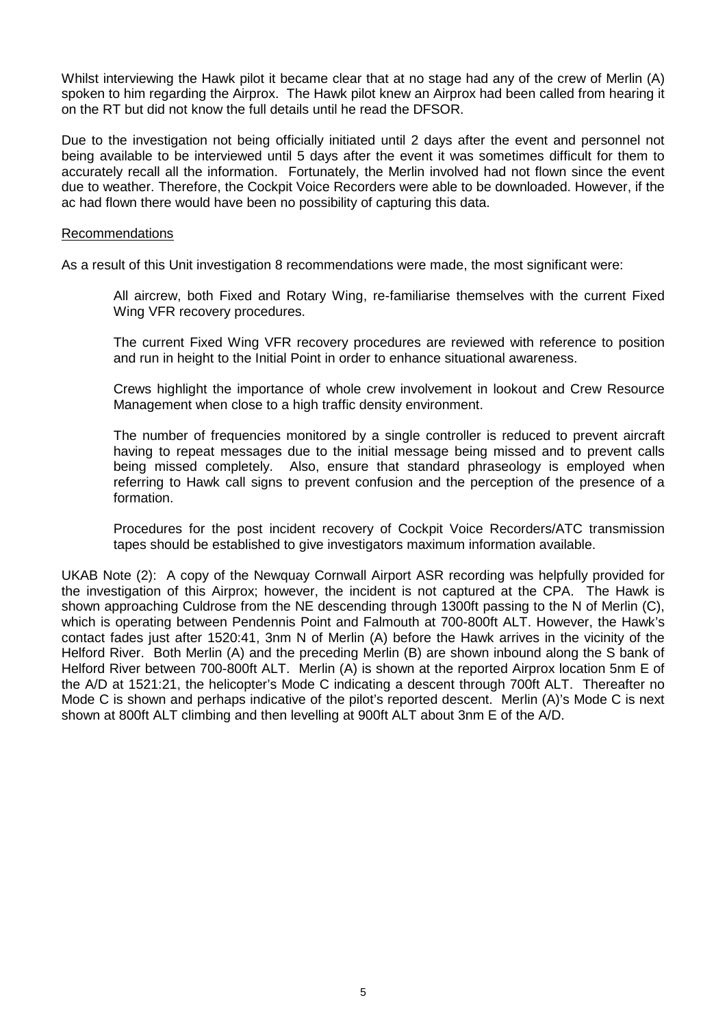Whilst interviewing the Hawk pilot it became clear that at no stage had any of the crew of Merlin (A) spoken to him regarding the Airprox. The Hawk pilot knew an Airprox had been called from hearing it on the RT but did not know the full details until he read the DFSOR.

Due to the investigation not being officially initiated until 2 days after the event and personnel not being available to be interviewed until 5 days after the event it was sometimes difficult for them to accurately recall all the information. Fortunately, the Merlin involved had not flown since the event due to weather. Therefore, the Cockpit Voice Recorders were able to be downloaded. However, if the ac had flown there would have been no possibility of capturing this data.

Recommendations

As a result of this Unit investigation 8 recommendations were made, the most significant were:

> All aircrew, both Fixed and Rotary Wing, re-familiarise themselves with the current Fixed Wing VFR recovery procedures.
>
> The current Fixed Wing VFR recovery procedures are reviewed with reference to position and run in height to the Initial Point in order to enhance situational awareness.
>
> Crews highlight the importance of whole crew involvement in lookout and Crew Resource Management when close to a high traffic density environment.
>
> The number of frequencies monitored by a single controller is reduced to prevent aircraft having to repeat messages due to the initial message being missed and to prevent calls being missed completely. Also, ensure that standard phraseology is employed when referring to Hawk call signs to prevent confusion and the perception of the presence of a formation.
>
> Procedures for the post incident recovery of Cockpit Voice Recorders/ATC transmission tapes should be established to give investigators maximum information available.

UKAB Note (2): A copy of the Newquay Cornwall Airport ASR recording was helpfully provided for the investigation of this Airprox; however, the incident is not captured at the CPA. The Hawk is shown approaching Culdrose from the NE descending through 1300ft passing to the N of Merlin (C), which is operating between Pendennis Point and Falmouth at 700-800ft ALT. However, the Hawk's contact fades just after 1520:41, 3nm N of Merlin (A) before the Hawk arrives in the vicinity of the Helford River. Both Merlin (A) and the preceding Merlin (B) are shown inbound along the S bank of Helford River between 700-800ft ALT. Merlin (A) is shown at the reported Airprox location 5nm E of the A/D at 1521:21, the helicopter's Mode C indicating a descent through 700ft ALT. Thereafter no Mode C is shown and perhaps indicative of the pilot's reported descent. Merlin (A)'s Mode C is next shown at 800ft ALT climbing and then levelling at 900ft ALT about 3nm E of the A/D.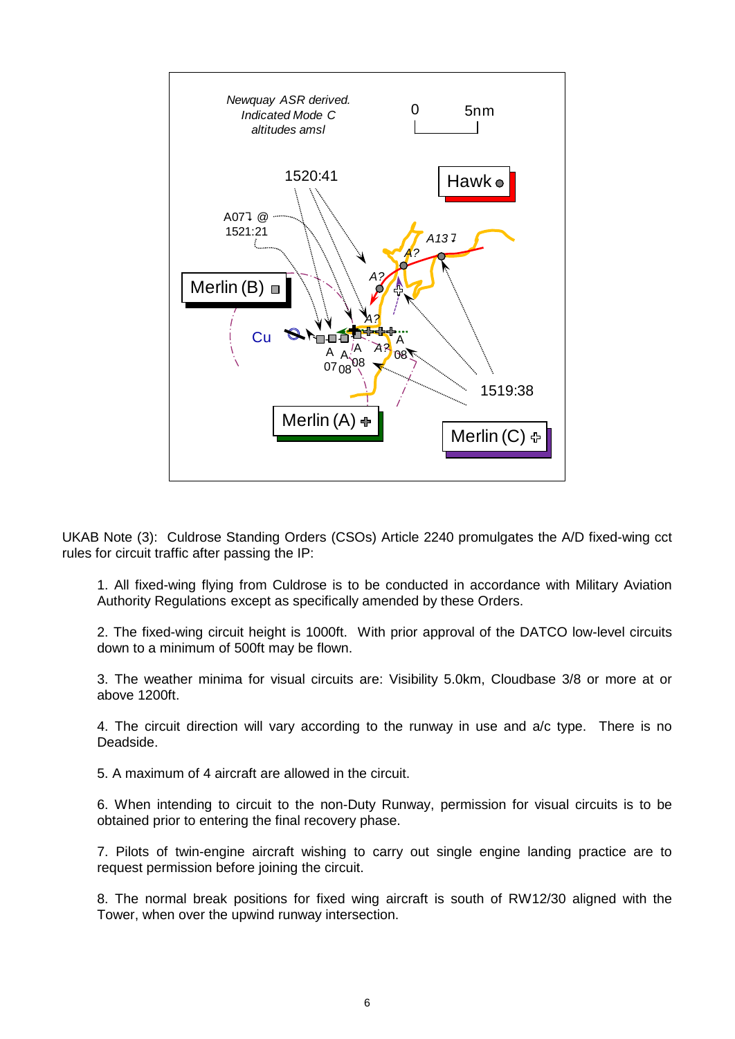UKAB Note (3): Culdrose Standing Orders (CSOs) Article 2240 promulgates the A/D fixed-wing cct rules for circuit traffic after passing the IP:

1. All fixed-wing flying from Culdrose is to be conducted in accordance with Military Aviation Authority Regulations except as specifically amended by these Orders.

2. The fixed-wing circuit height is 1000ft. With prior approval of the DATCO low-level circuits down to a minimum of 500ft may be flown.

3. The weather minima for visual circuits are: Visibility 5.0km, Cloudbase 3/8 or more at or above 1200ft.

4. The circuit direction will vary according to the runway in use and a/c type. There is no Deadside.

5. A maximum of 4 aircraft are allowed in the circuit.

6. When intending to circuit to the non-Duty Runway, permission for visual circuits is to be obtained prior to entering the final recovery phase.

7. Pilots of twin-engine aircraft wishing to carry out single engine landing practice are to request permission before joining the circuit.

8. The normal break positions for fixed wing aircraft is south of RW12/30 aligned with the Tower, when over the upwind runway intersection.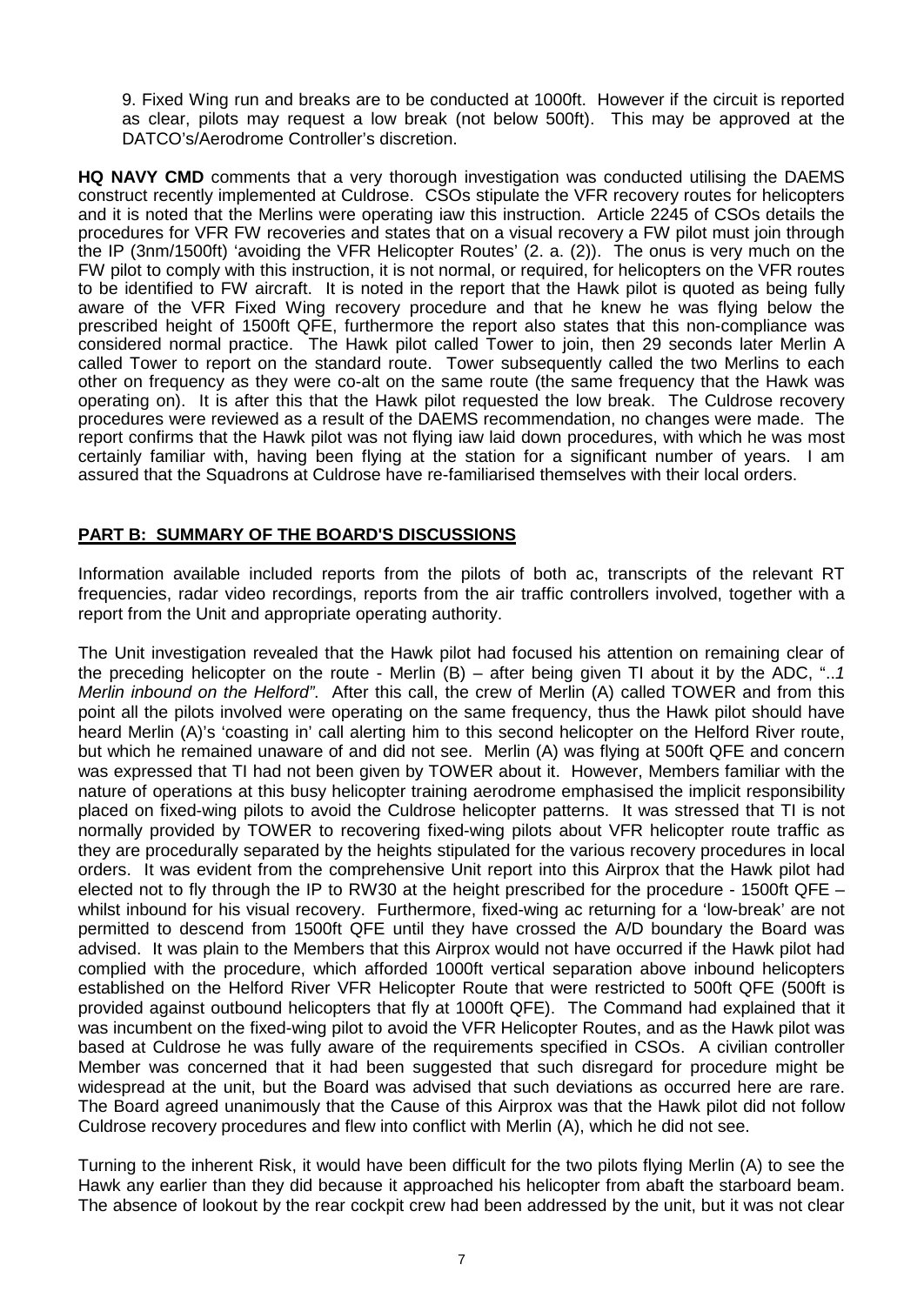9. Fixed Wing run and breaks are to be conducted at 1000ft. However if the circuit is reported as clear, pilots may request a low break (not below 500ft). This may be approved at the DATCO's/Aerodrome Controller's discretion.

**HQ NAVY CMD** comments that a very thorough investigation was conducted utilising the DAEMS construct recently implemented at Culdrose. CSOs stipulate the VFR recovery routes for helicopters and it is noted that the Merlins were operating iaw this instruction. Article 2245 of CSOs details the procedures for VFR FW recoveries and states that on a visual recovery a FW pilot must join through the IP (3nm/1500ft) 'avoiding the VFR Helicopter Routes' (2. a. (2)). The onus is very much on the FW pilot to comply with this instruction, it is not normal, or required, for helicopters on the VFR routes to be identified to FW aircraft. It is noted in the report that the Hawk pilot is quoted as being fully aware of the VFR Fixed Wing recovery procedure and that he knew he was flying below the prescribed height of 1500ft QFE, furthermore the report also states that this non-compliance was considered normal practice. The Hawk pilot called Tower to join, then 29 seconds later Merlin A called Tower to report on the standard route. Tower subsequently called the two Merlins to each other on frequency as they were co-alt on the same route (the same frequency that the Hawk was operating on). It is after this that the Hawk pilot requested the low break. The Culdrose recovery procedures were reviewed as a result of the DAEMS recommendation, no changes were made. The report confirms that the Hawk pilot was not flying iaw laid down procedures, with which he was most certainly familiar with, having been flying at the station for a significant number of years. I am assured that the Squadrons at Culdrose have re-familiarised themselves with their local orders.

## PART B: SUMMARY OF THE BOARD'S DISCUSSIONS

Information available included reports from the pilots of both ac, transcripts of the relevant RT frequencies, radar video recordings, reports from the air traffic controllers involved, together with a report from the Unit and appropriate operating authority.

The Unit investigation revealed that the Hawk pilot had focused his attention on remaining clear of the preceding helicopter on the route - Merlin (B) – after being given TI about it by the ADC, "*..1 Merlin inbound on the Helford"*. After this call, the crew of Merlin (A) called TOWER and from this point all the pilots involved were operating on the same frequency, thus the Hawk pilot should have heard Merlin (A)'s 'coasting in' call alerting him to this second helicopter on the Helford River route, but which he remained unaware of and did not see. Merlin (A) was flying at 500ft QFE and concern was expressed that TI had not been given by TOWER about it. However, Members familiar with the nature of operations at this busy helicopter training aerodrome emphasised the implicit responsibility placed on fixed-wing pilots to avoid the Culdrose helicopter patterns. It was stressed that TI is not normally provided by TOWER to recovering fixed-wing pilots about VFR helicopter route traffic as they are procedurally separated by the heights stipulated for the various recovery procedures in local orders. It was evident from the comprehensive Unit report into this Airprox that the Hawk pilot had elected not to fly through the IP to RW30 at the height prescribed for the procedure - 1500ft QFE – whilst inbound for his visual recovery. Furthermore, fixed-wing ac returning for a 'low-break' are not permitted to descend from 1500ft QFE until they have crossed the A/D boundary the Board was advised. It was plain to the Members that this Airprox would not have occurred if the Hawk pilot had complied with the procedure, which afforded 1000ft vertical separation above inbound helicopters established on the Helford River VFR Helicopter Route that were restricted to 500ft QFE (500ft is provided against outbound helicopters that fly at 1000ft QFE). The Command had explained that it was incumbent on the fixed-wing pilot to avoid the VFR Helicopter Routes, and as the Hawk pilot was based at Culdrose he was fully aware of the requirements specified in CSOs. A civilian controller Member was concerned that it had been suggested that such disregard for procedure might be widespread at the unit, but the Board was advised that such deviations as occurred here are rare. The Board agreed unanimously that the Cause of this Airprox was that the Hawk pilot did not follow Culdrose recovery procedures and flew into conflict with Merlin (A), which he did not see.

Turning to the inherent Risk, it would have been difficult for the two pilots flying Merlin (A) to see the Hawk any earlier than they did because it approached his helicopter from abaft the starboard beam. The absence of lookout by the rear cockpit crew had been addressed by the unit, but it was not clear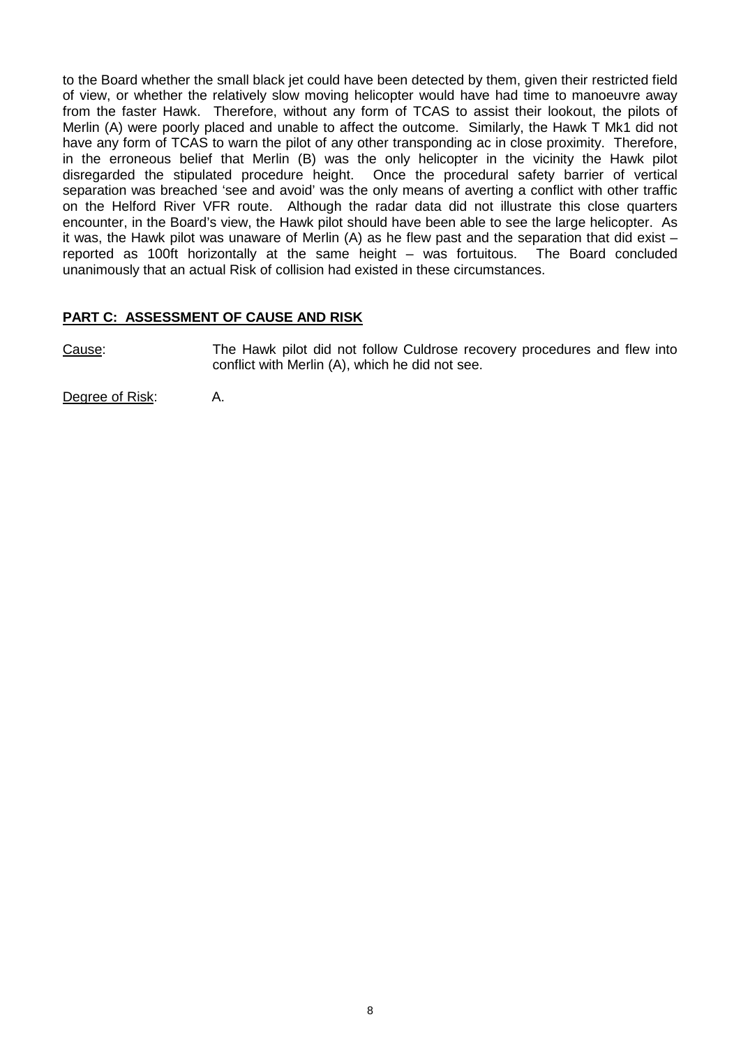to the Board whether the small black jet could have been detected by them, given their restricted field of view, or whether the relatively slow moving helicopter would have had time to manoeuvre away from the faster Hawk. Therefore, without any form of TCAS to assist their lookout, the pilots of Merlin (A) were poorly placed and unable to affect the outcome. Similarly, the Hawk T Mk1 did not have any form of TCAS to warn the pilot of any other transponding ac in close proximity. Therefore, in the erroneous belief that Merlin (B) was the only helicopter in the vicinity the Hawk pilot disregarded the stipulated procedure height. Once the procedural safety barrier of vertical separation was breached 'see and avoid' was the only means of averting a conflict with other traffic on the Helford River VFR route. Although the radar data did not illustrate this close quarters encounter, in the Board's view, the Hawk pilot should have been able to see the large helicopter. As it was, the Hawk pilot was unaware of Merlin (A) as he flew past and the separation that did exist – reported as 100ft horizontally at the same height – was fortuitous. The Board concluded unanimously that an actual Risk of collision had existed in these circumstances.

## PART C: ASSESSMENT OF CAUSE AND RISK

Cause: The Hawk pilot did not follow Culdrose recovery procedures and flew into conflict with Merlin (A), which he did not see.

Degree of Risk: A.